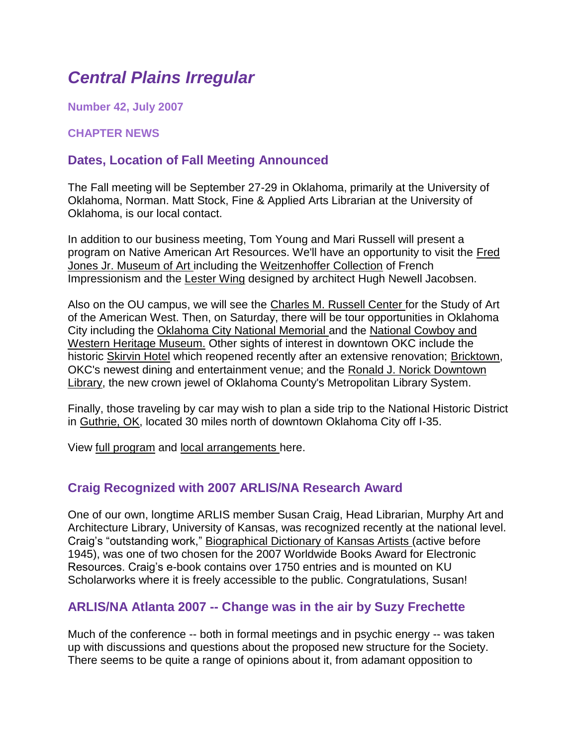# *Central Plains Irregular*

**Number 42, July 2007**

**CHAPTER NEWS**

## Dates, Location of Fall Meeting Announced

The Fall meeting will be September 27-29 in Oklahoma, primarily at the University of Oklahoma, Norman. Matt Stock, Fine & Applied Arts Librarian at the University of Oklahoma, is our local contact.

In addition to our business meeting, Tom Young and Mari Russell will present a program on Native American Art Resources. We'll have an opportunity to visit the Fred Jones Jr. Museum of Art including the Weitzenhoffer Collection of French Impressionism and the Lester Wing designed by architect Hugh Newell Jacobsen.

Also on the OU campus, we will see the Charles M. Russell Center for the Study of Art of the American West. Then, on Saturday, there will be tour opportunities in Oklahoma City including the Oklahoma City National Memorial and the National Cowboy and Western Heritage Museum. Other sights of interest in downtown OKC include the historic Skirvin Hotel which reopened recently after an extensive renovation; Bricktown, OKC's newest dining and entertainment venue; and the Ronald J. Norick Downtown Library, the new crown jewel of Oklahoma County's Metropolitan Library System.

Finally, those traveling by car may wish to plan a side trip to the National Historic District in Guthrie, OK, located 30 miles north of downtown Oklahoma City off I-35.

View full program and local arrangements here.

## Craig Recognized with 2007 ARLIS/NA Research Award

One of our own, longtime ARLIS member Susan Craig, Head Librarian, Murphy Art and Architecture Library, University of Kansas, was recognized recently at the national level. Craig's "outstanding work," Biographical Dictionary of Kansas Artists (active before 1945), was one of two chosen for the 2007 Worldwide Books Award for Electronic Resources. Craig's e-book contains over 1750 entries and is mounted on KU Scholarworks where it is freely accessible to the public. Congratulations, Susan!

## ARLIS/NA Atlanta 2007 -- Change was in the air by Suzy Frechette

Much of the conference -- both in formal meetings and in psychic energy -- was taken up with discussions and questions about the proposed new structure for the Society. There seems to be quite a range of opinions about it, from adamant opposition to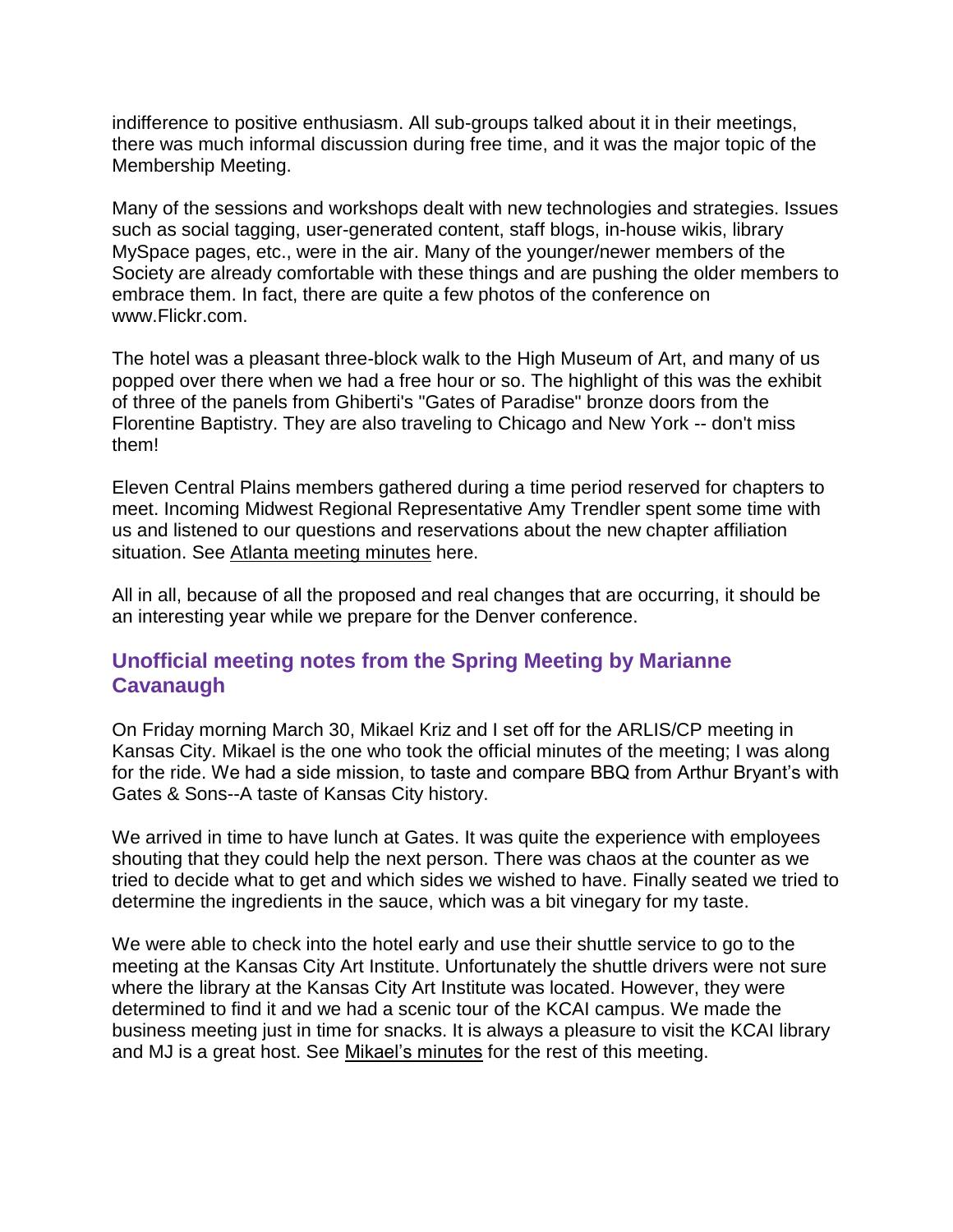indifference to positive enthusiasm. All sub-groups talked about it in their meetings, there was much informal discussion during free time, and it was the major topic of the Membership Meeting.

Many of the sessions and workshops dealt with new technologies and strategies. Issues such as social tagging, user-generated content, staff blogs, in-house wikis, library MySpace pages, etc., were in the air. Many of the younger/newer members of the Society are already comfortable with these things and are pushing the older members to embrace them. In fact, there are quite a few photos of the conference on www.Flickr.com.

The hotel was a pleasant three-block walk to the High Museum of Art, and many of us popped over there when we had a free hour or so. The highlight of this was the exhibit of three of the panels from Ghiberti's "Gates of Paradise" bronze doors from the Florentine Baptistry. They are also traveling to Chicago and New York -- don't miss them!

Eleven Central Plains members gathered during a time period reserved for chapters to meet. Incoming Midwest Regional Representative Amy Trendler spent some time with us and listened to our questions and reservations about the new chapter affiliation situation. See Atlanta meeting minutes here.

All in all, because of all the proposed and real changes that are occurring, it should be an interesting year while we prepare for the Denver conference.

## Unofficial meeting notes from the Spring Meeting by Marianne Cavanaugh

On Friday morning March 30, Mikael Kriz and I set off for the ARLIS/CP meeting in Kansas City. Mikael is the one who took the official minutes of the meeting; I was along for the ride. We had a side mission, to taste and compare BBQ from Arthur Bryant's with Gates & Sons--A taste of Kansas City history.

We arrived in time to have lunch at Gates. It was quite the experience with employees shouting that they could help the next person. There was chaos at the counter as we tried to decide what to get and which sides we wished to have. Finally seated we tried to determine the ingredients in the sauce, which was a bit vinegary for my taste.

We were able to check into the hotel early and use their shuttle service to go to the meeting at the Kansas City Art Institute. Unfortunately the shuttle drivers were not sure where the library at the Kansas City Art Institute was located. However, they were determined to find it and we had a scenic tour of the KCAI campus. We made the business meeting just in time for snacks. It is always a pleasure to visit the KCAI library and MJ is a great host. See Mikael's minutes for the rest of this meeting.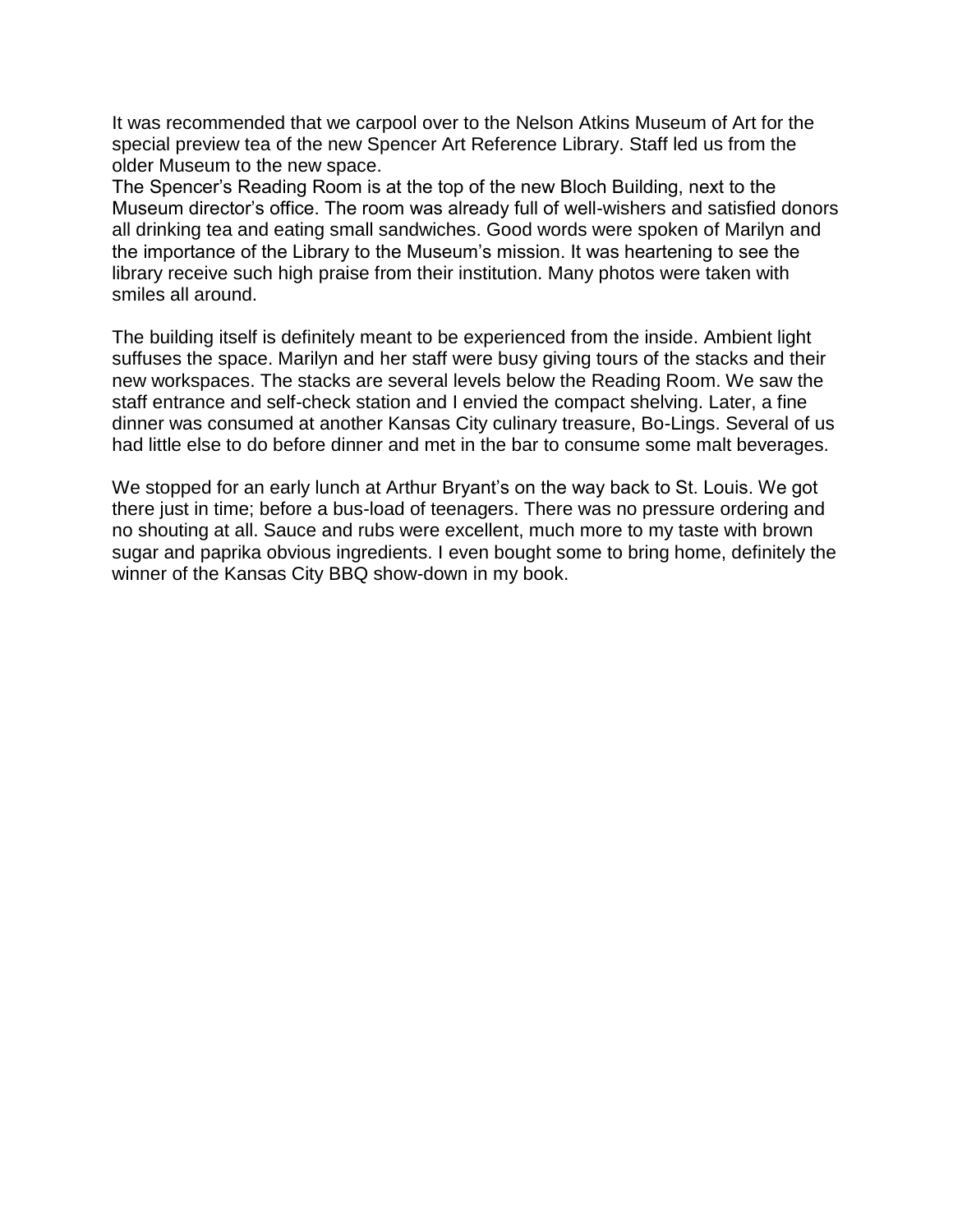It was recommended that we carpool over to the Nelson Atkins Museum of Art for the special preview tea of the new Spencer Art Reference Library. Staff led us from the older Museum to the new space.

The Spencer's Reading Room is at the top of the new Bloch Building, next to the Museum director's office. The room was already full of well-wishers and satisfied donors all drinking tea and eating small sandwiches. Good words were spoken of Marilyn and the importance of the Library to the Museum's mission. It was heartening to see the library receive such high praise from their institution. Many photos were taken with smiles all around.

The building itself is definitely meant to be experienced from the inside. Ambient light suffuses the space. Marilyn and her staff were busy giving tours of the stacks and their new workspaces. The stacks are several levels below the Reading Room. We saw the staff entrance and self-check station and I envied the compact shelving. Later, a fine dinner was consumed at another Kansas City culinary treasure, Bo-Lings. Several of us had little else to do before dinner and met in the bar to consume some malt beverages.

We stopped for an early lunch at Arthur Bryant's on the way back to St. Louis. We got there just in time; before a bus-load of teenagers. There was no pressure ordering and no shouting at all. Sauce and rubs were excellent, much more to my taste with brown sugar and paprika obvious ingredients. I even bought some to bring home, definitely the winner of the Kansas City BBQ show-down in my book.